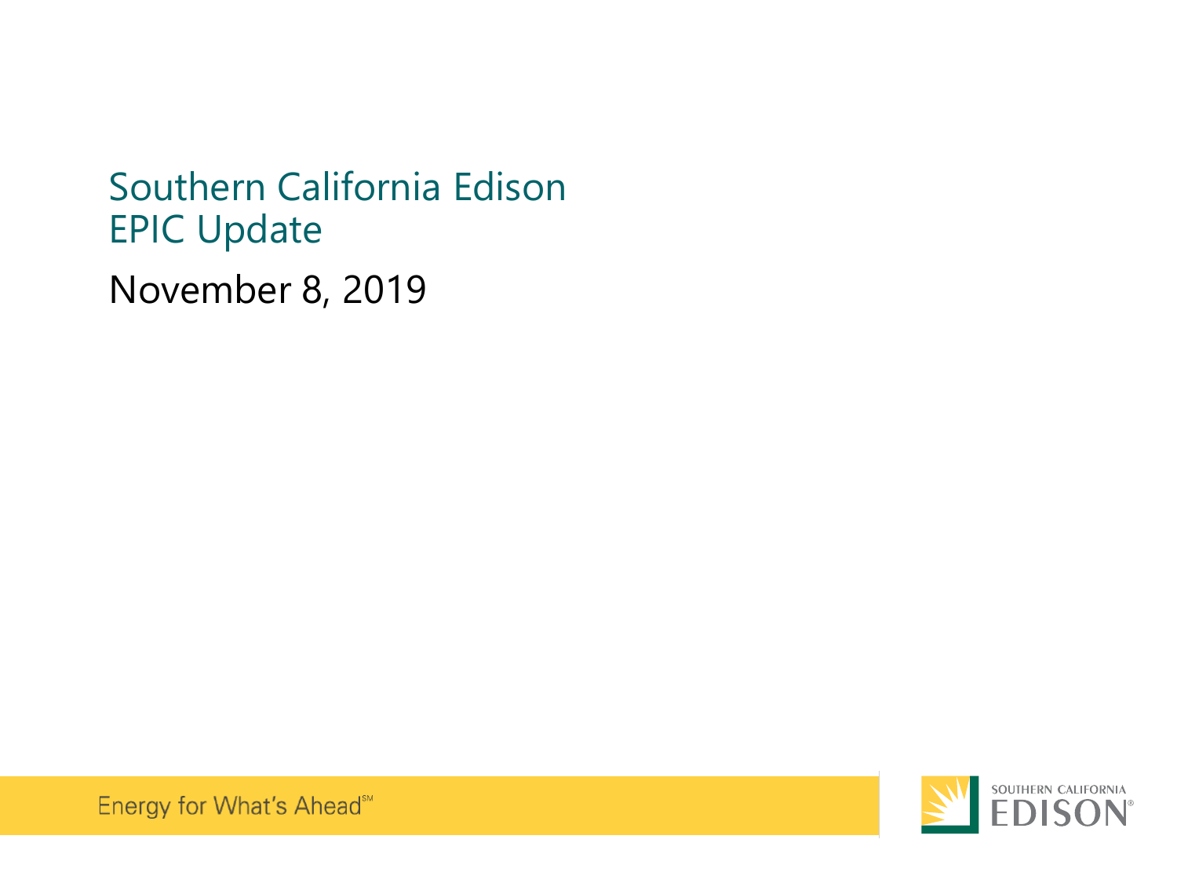# Southern California Edison EPIC Update

November 8, 2019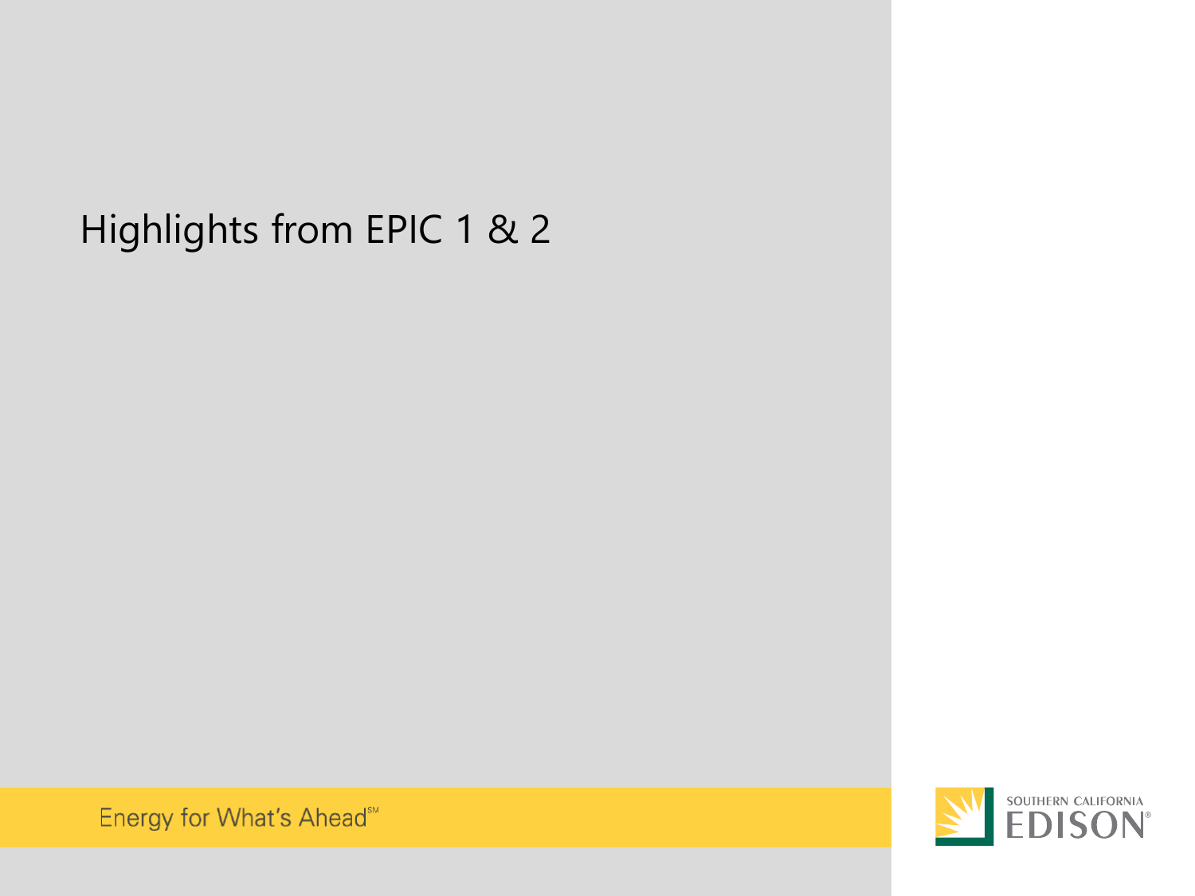# Highlights from EPIC 1 & 2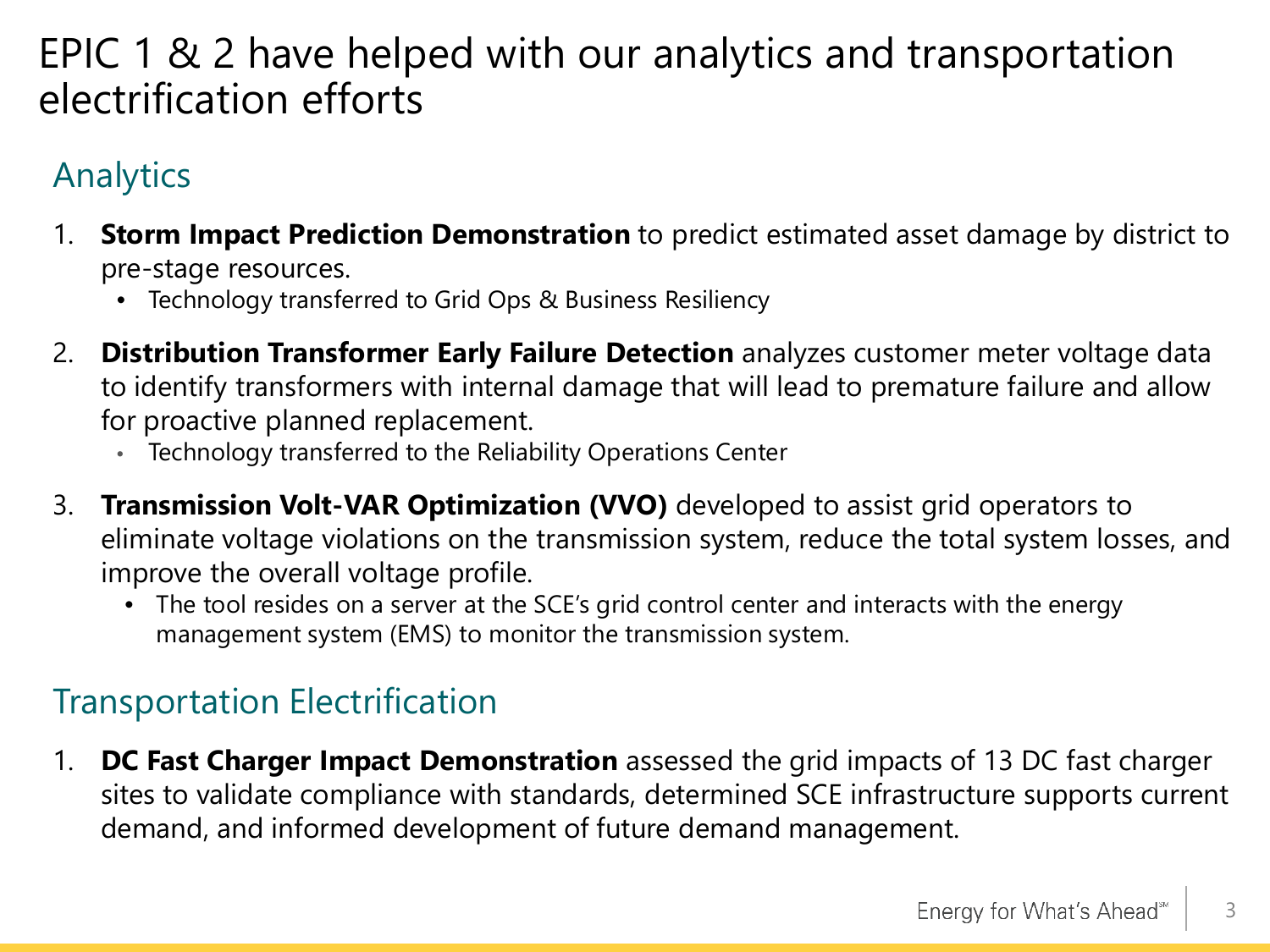# EPIC 1 & 2 have helped with our analytics and transportation electrification efforts

## Analytics

1. **Storm Impact Prediction Demonstration** to predict estimated asset damage by district to pre-stage resources.
   - Technology transferred to Grid Ops & Business Resiliency
2. **Distribution Transformer Early Failure Detection** analyzes customer meter voltage data to identify transformers with internal damage that will lead to premature failure and allow for proactive planned replacement.
   - Technology transferred to the Reliability Operations Center
3. **Transmission Volt-VAR Optimization (VVO)** developed to assist grid operators to eliminate voltage violations on the transmission system, reduce the total system losses, and improve the overall voltage profile.
   - The tool resides on a server at the SCE's grid control center and interacts with the energy management system (EMS) to monitor the transmission system.

## Transportation Electrification

1. **DC Fast Charger Impact Demonstration** assessed the grid impacts of 13 DC fast charger sites to validate compliance with standards, determined SCE infrastructure supports current demand, and informed development of future demand management.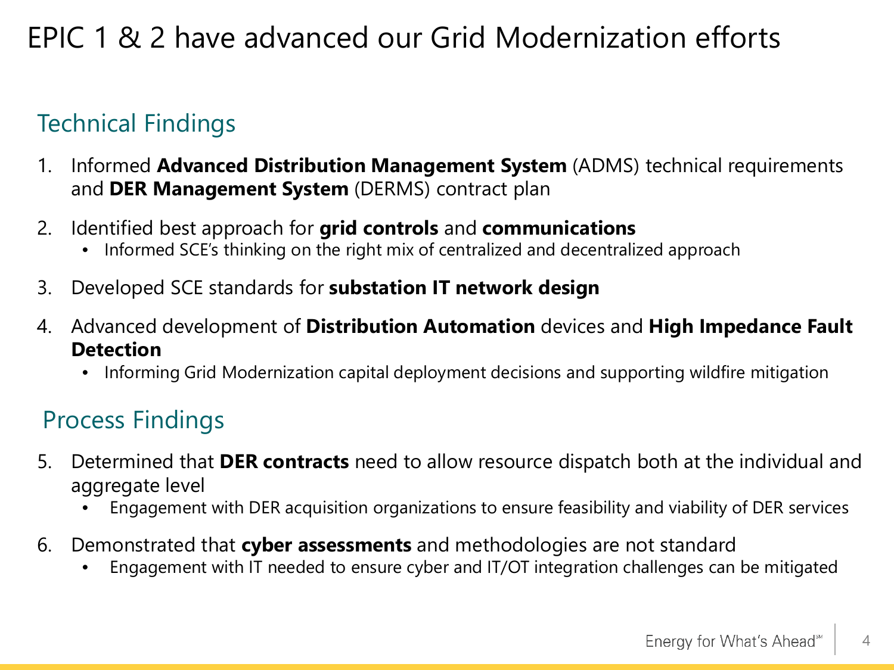# EPIC 1 & 2 have advanced our Grid Modernization efforts

## Technical Findings

1. Informed **Advanced Distribution Management System** (ADMS) technical requirements and **DER Management System** (DERMS) contract plan
2. Identified best approach for **grid controls** and **communications**
   - Informed SCE's thinking on the right mix of centralized and decentralized approach
3. Developed SCE standards for **substation IT network design**
4. Advanced development of **Distribution Automation** devices and **High Impedance Fault Detection**
   - Informing Grid Modernization capital deployment decisions and supporting wildfire mitigation

## Process Findings

5. Determined that **DER contracts** need to allow resource dispatch both at the individual and aggregate level
   - Engagement with DER acquisition organizations to ensure feasibility and viability of DER services
6. Demonstrated that **cyber assessments** and methodologies are not standard
   - Engagement with IT needed to ensure cyber and IT/OT integration challenges can be mitigated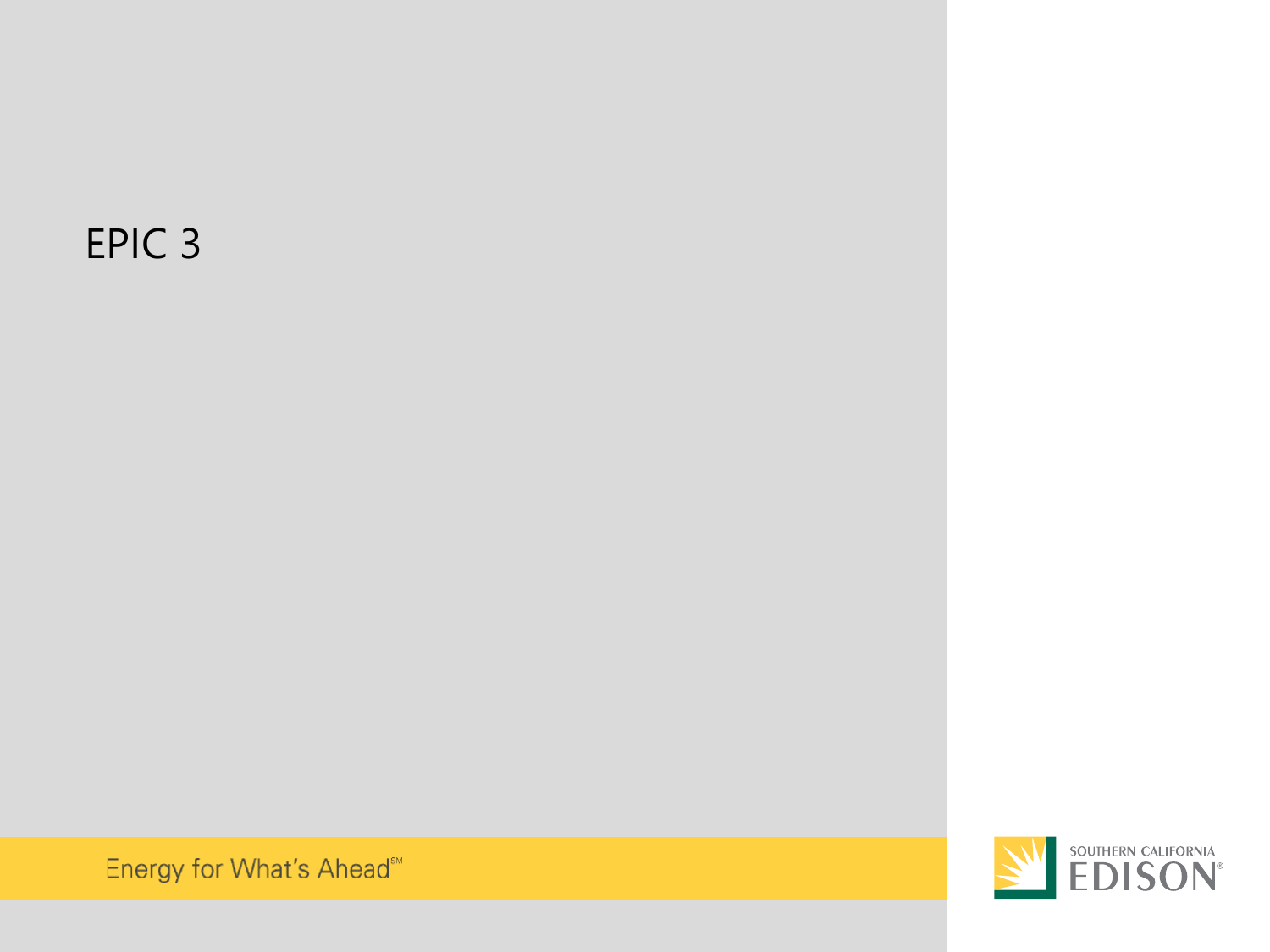# EPIC 3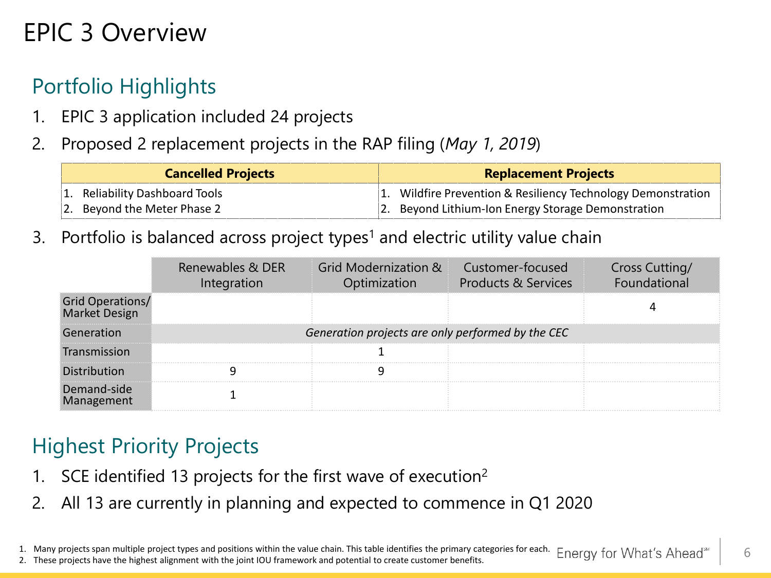# EPIC 3 Overview

## Portfolio Highlights

1. EPIC 3 application included 24 projects
2. Proposed 2 replacement projects in the RAP filing (*May 1, 2019*)

| Cancelled Projects | Replacement Projects |
|---|---|
| 1. Reliability Dashboard Tools | 1. Wildfire Prevention & Resiliency Technology Demonstration |
| 2. Beyond the Meter Phase 2 | 2. Beyond Lithium-Ion Energy Storage Demonstration |

3. Portfolio is balanced across project types[1] and electric utility value chain

| | Renewables & DER Integration | Grid Modernization & Optimization | Customer-focused Products & Services | Cross Cutting/ Foundational |
|---|---|---|---|---|
| Grid Operations/ Market Design | | | | 4 |
| Generation | *Generation projects are only performed by the CEC* | | | |
| Transmission | | 1 | | |
| Distribution | 9 | 9 | | |
| Demand-side Management | 1 | | | |

## Highest Priority Projects

1. SCE identified 13 projects for the first wave of execution[2]
2. All 13 are currently in planning and expected to commence in Q1 2020

1. Many projects span multiple project types and positions within the value chain. This table identifies the primary categories for each.
2. These projects have the highest alignment with the joint IOU framework and potential to create customer benefits.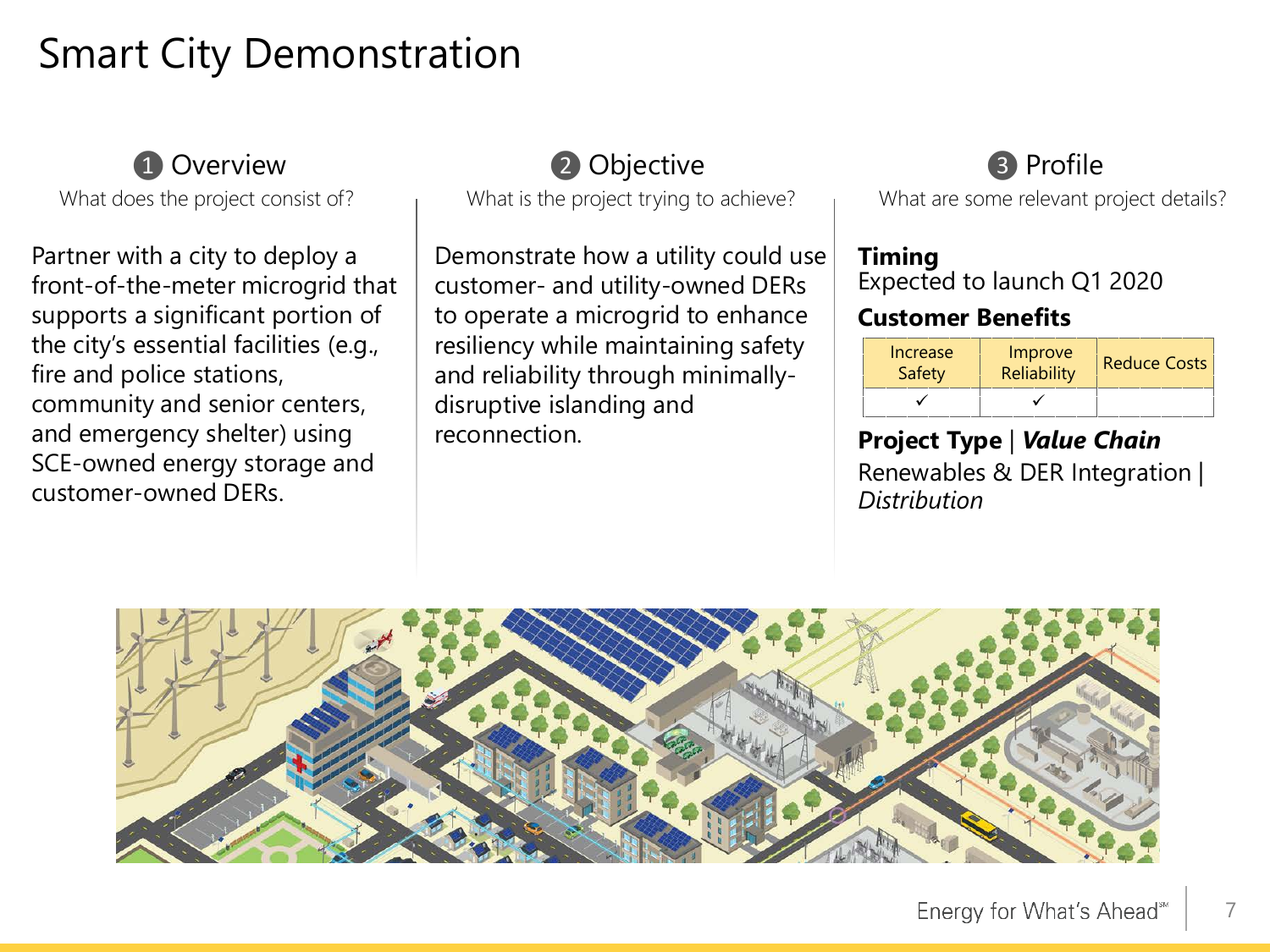# Smart City Demonstration

## 1 Overview

What does the project consist of?

Partner with a city to deploy a front-of-the-meter microgrid that supports a significant portion of the city's essential facilities (e.g., fire and police stations, community and senior centers, and emergency shelter) using SCE-owned energy storage and customer-owned DERs.

## 2 Objective

What is the project trying to achieve?

Demonstrate how a utility could use customer- and utility-owned DERs to operate a microgrid to enhance resiliency while maintaining safety and reliability through minimally-disruptive islanding and reconnection.

## 3 Profile

What are some relevant project details?

**Timing**

Expected to launch Q1 2020

**Customer Benefits**

| Increase Safety | Improve Reliability | Reduce Costs |
|---|---|---|
| ✓ | ✓ | |

**Project Type** | ***Value Chain***

Renewables & DER Integration | *Distribution*

Energy for What's Ahead℠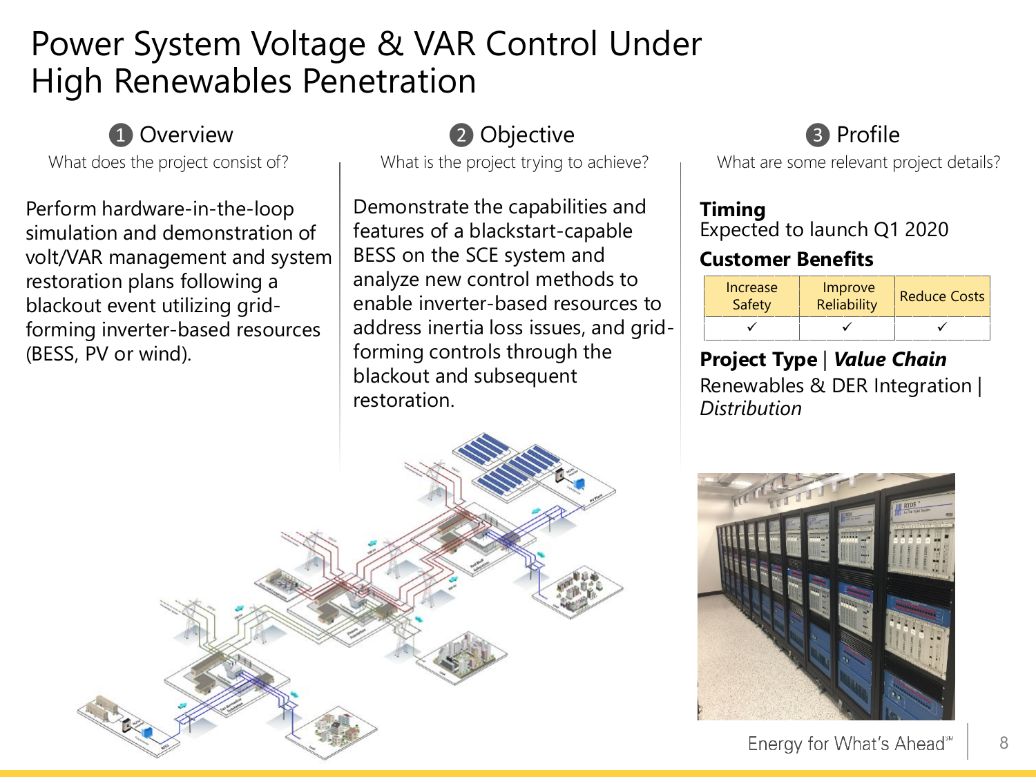# Power System Voltage & VAR Control Under High Renewables Penetration

## 1 Overview

What does the project consist of?

Perform hardware-in-the-loop simulation and demonstration of volt/VAR management and system restoration plans following a blackout event utilizing grid-forming inverter-based resources (BESS, PV or wind).

## 2 Objective

What is the project trying to achieve?

Demonstrate the capabilities and features of a blackstart-capable BESS on the SCE system and analyze new control methods to enable inverter-based resources to address inertia loss issues, and grid-forming controls through the blackout and subsequent restoration.

## 3 Profile

What are some relevant project details?

**Timing**

Expected to launch Q1 2020

**Customer Benefits**

| Increase Safety | Improve Reliability | Reduce Costs |
|---|---|---|
| ✓ | ✓ | ✓ |

**Project Type** | ***Value Chain***

Renewables & DER Integration | *Distribution*

Energy for What's Ahead℠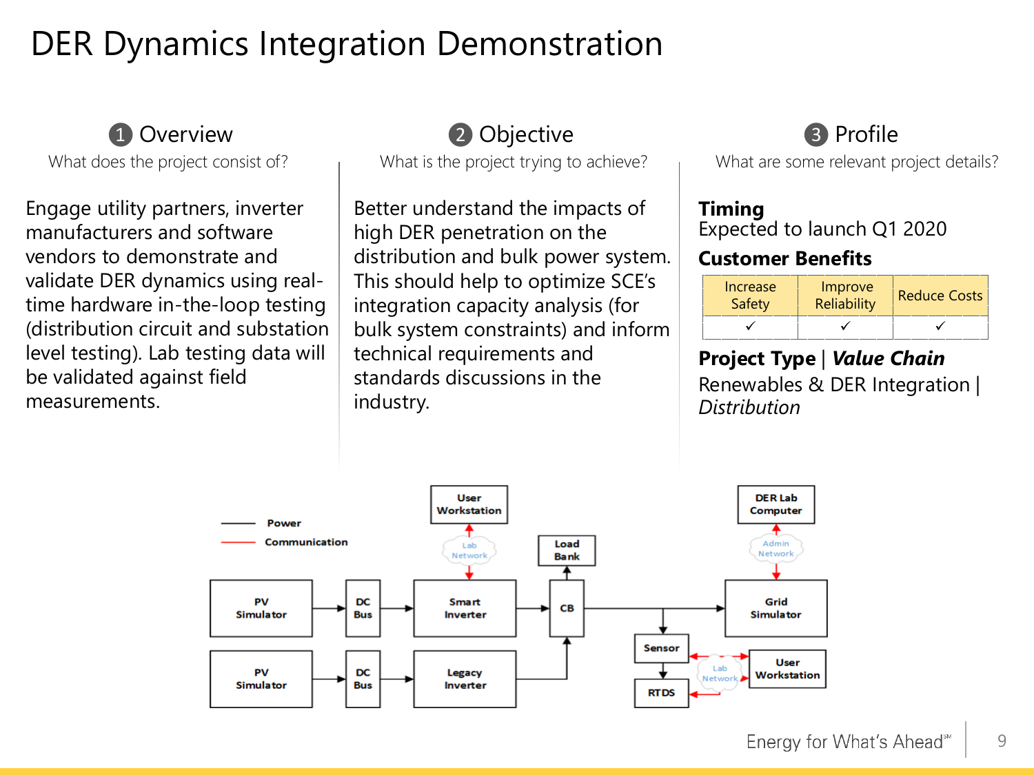# DER Dynamics Integration Demonstration

## 1 Overview

What does the project consist of?

Engage utility partners, inverter manufacturers and software vendors to demonstrate and validate DER dynamics using real-time hardware in-the-loop testing (distribution circuit and substation level testing). Lab testing data will be validated against field measurements.

## 2 Objective

What is the project trying to achieve?

Better understand the impacts of high DER penetration on the distribution and bulk power system. This should help to optimize SCE's integration capacity analysis (for bulk system constraints) and inform technical requirements and standards discussions in the industry.

## 3 Profile

What are some relevant project details?

**Timing**

Expected to launch Q1 2020

**Customer Benefits**

| Increase Safety | Improve Reliability | Reduce Costs |
|---|---|---|
| ✓ | ✓ | ✓ |

**Project Type** | ***Value Chain***

Renewables & DER Integration | *Distribution*

Power

Communication

User Workstation

Lab Network

DER Lab Computer

Admin Network

Load Bank

PV Simulator

DC Bus

Smart Inverter

CB

Grid Simulator

PV Simulator

DC Bus

Legacy Inverter

Sensor

Lab Network

User Workstation

RTDS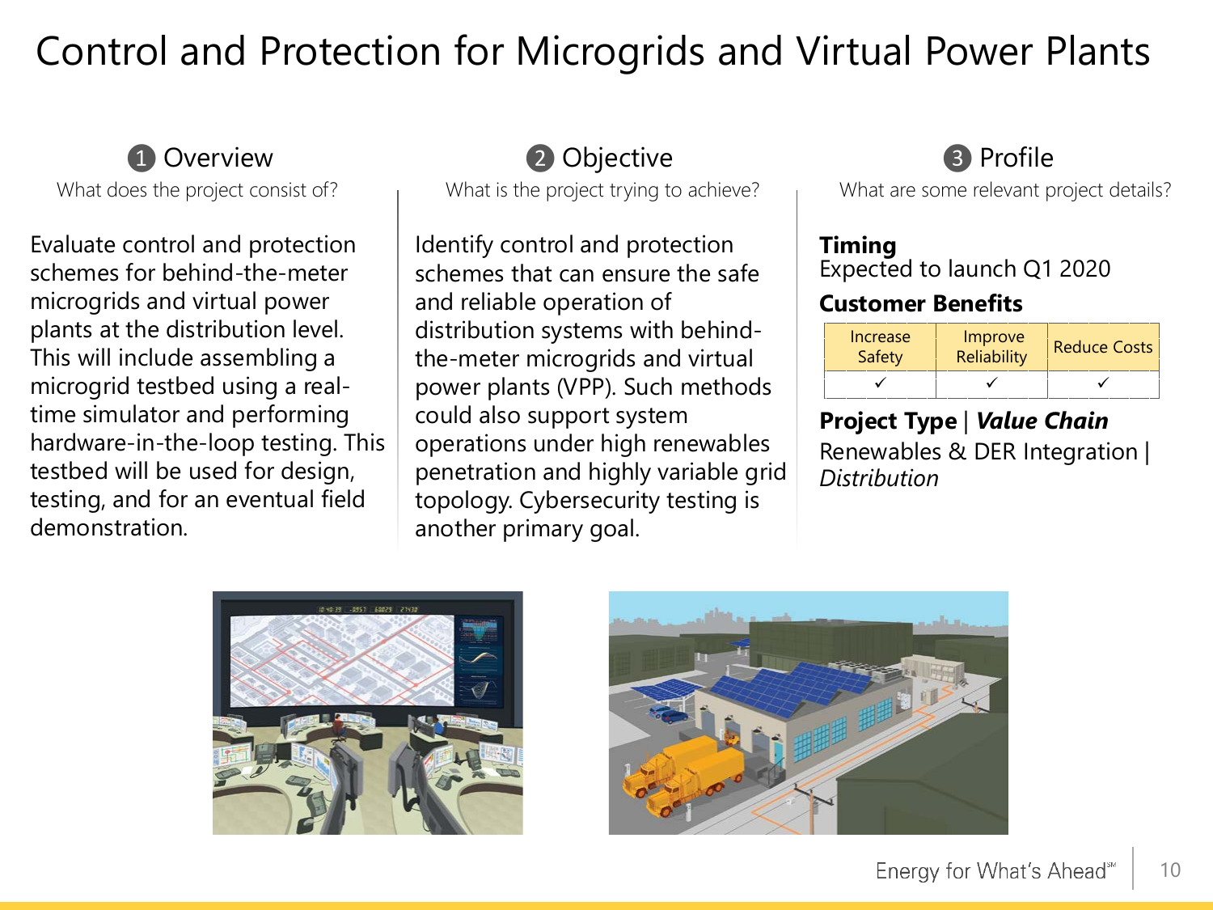# Control and Protection for Microgrids and Virtual Power Plants

## 1 Overview

What does the project consist of?

Evaluate control and protection schemes for behind-the-meter microgrids and virtual power plants at the distribution level. This will include assembling a microgrid testbed using a real-time simulator and performing hardware-in-the-loop testing. This testbed will be used for design, testing, and for an eventual field demonstration.

## 2 Objective

What is the project trying to achieve?

Identify control and protection schemes that can ensure the safe and reliable operation of distribution systems with behind-the-meter microgrids and virtual power plants (VPP). Such methods could also support system operations under high renewables penetration and highly variable grid topology. Cybersecurity testing is another primary goal.

## 3 Profile

What are some relevant project details?

**Timing**

Expected to launch Q1 2020

**Customer Benefits**

| Increase Safety | Improve Reliability | Reduce Costs |
|---|---|---|
| ✓ | ✓ | ✓ |

**Project Type** | ***Value Chain***

Renewables & DER Integration | *Distribution*

Energy for What's Ahead℠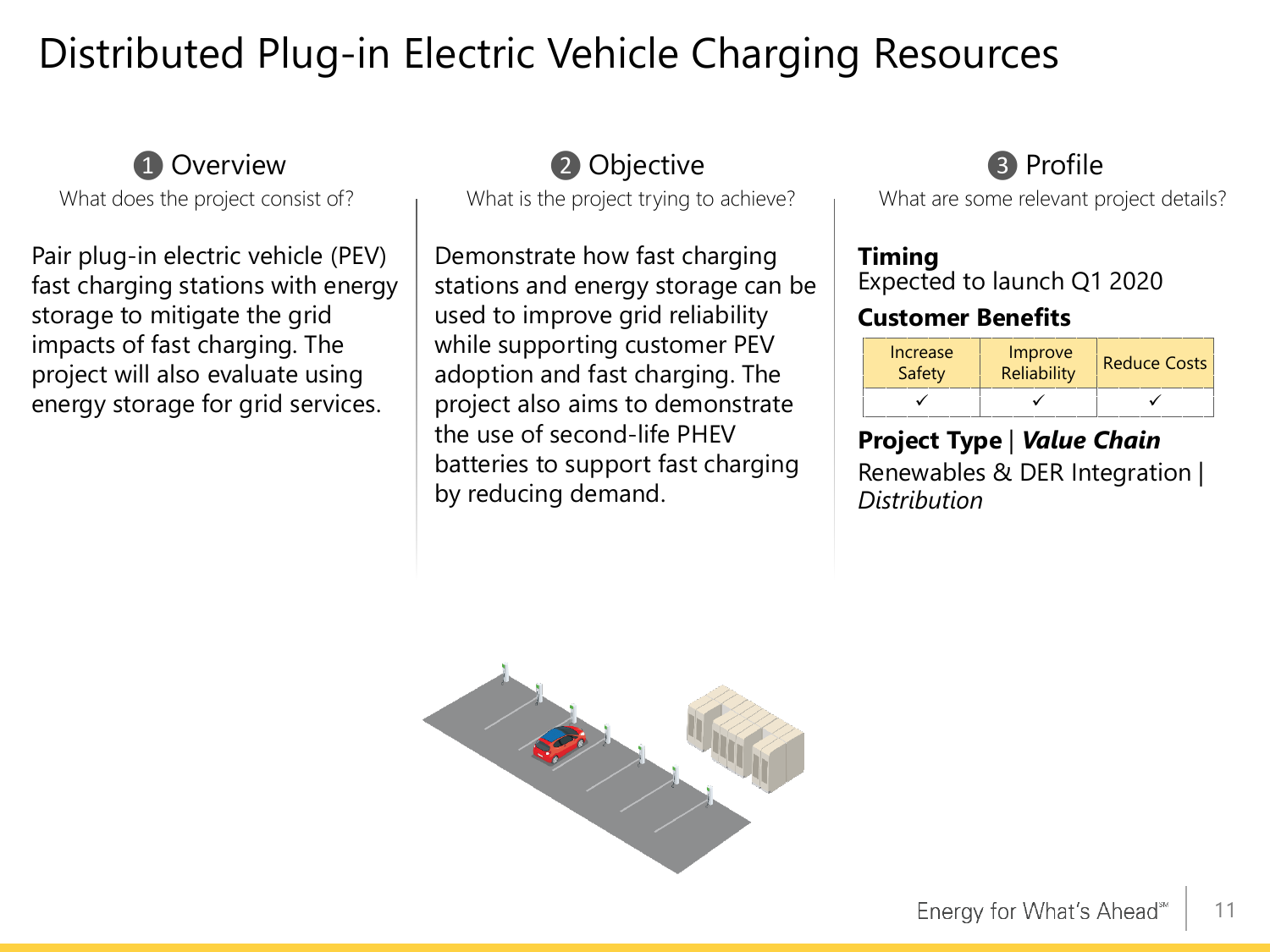# Distributed Plug-in Electric Vehicle Charging Resources

## 1 Overview

What does the project consist of?

Pair plug-in electric vehicle (PEV) fast charging stations with energy storage to mitigate the grid impacts of fast charging. The project will also evaluate using energy storage for grid services.

## 2 Objective

What is the project trying to achieve?

Demonstrate how fast charging stations and energy storage can be used to improve grid reliability while supporting customer PEV adoption and fast charging. The project also aims to demonstrate the use of second-life PHEV batteries to support fast charging by reducing demand.

## 3 Profile

What are some relevant project details?

**Timing**
Expected to launch Q1 2020

**Customer Benefits**

| Increase Safety | Improve Reliability | Reduce Costs |
|---|---|---|
| ✓ | ✓ | ✓ |

**Project Type** | ***Value Chain***
Renewables & DER Integration | *Distribution*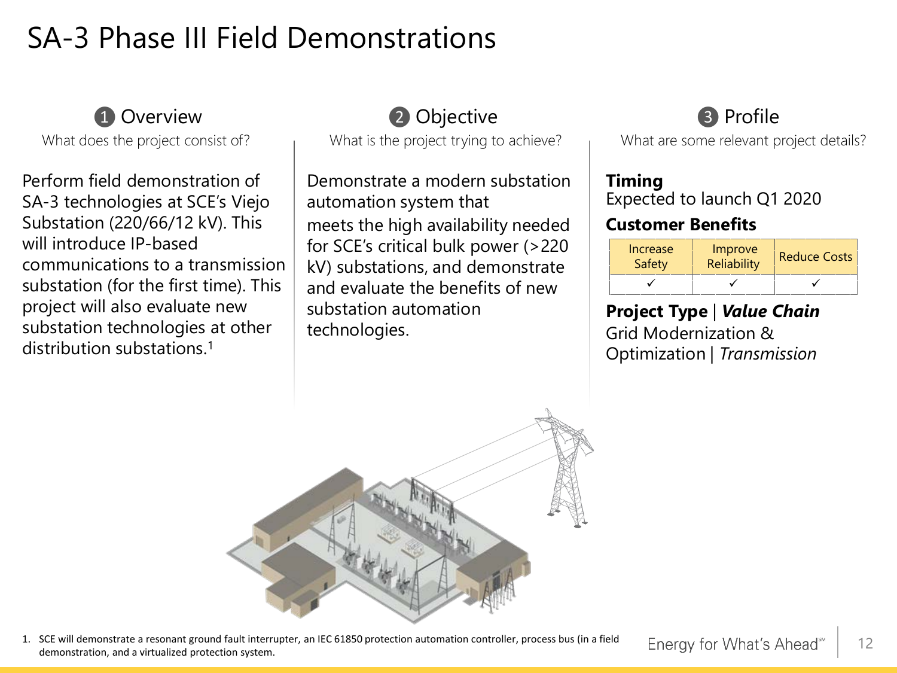# SA-3 Phase III Field Demonstrations

## 1 Overview

What does the project consist of?

Perform field demonstration of SA-3 technologies at SCE's Viejo Substation (220/66/12 kV). This will introduce IP-based communications to a transmission substation (for the first time). This project will also evaluate new substation technologies at other distribution substations.[1]

## 2 Objective

What is the project trying to achieve?

Demonstrate a modern substation automation system that meets the high availability needed for SCE's critical bulk power (>220 kV) substations, and demonstrate and evaluate the benefits of new substation automation technologies.

## 3 Profile

What are some relevant project details?

**Timing**

Expected to launch Q1 2020

**Customer Benefits**

| Increase Safety | Improve Reliability | Reduce Costs |
|---|---|---|
| ✓ | ✓ | ✓ |

**Project Type** | ***Value Chain***

Grid Modernization & Optimization | *Transmission*

1. SCE will demonstrate a resonant ground fault interrupter, an IEC 61850 protection automation controller, process bus (in a field demonstration, and a virtualized protection system.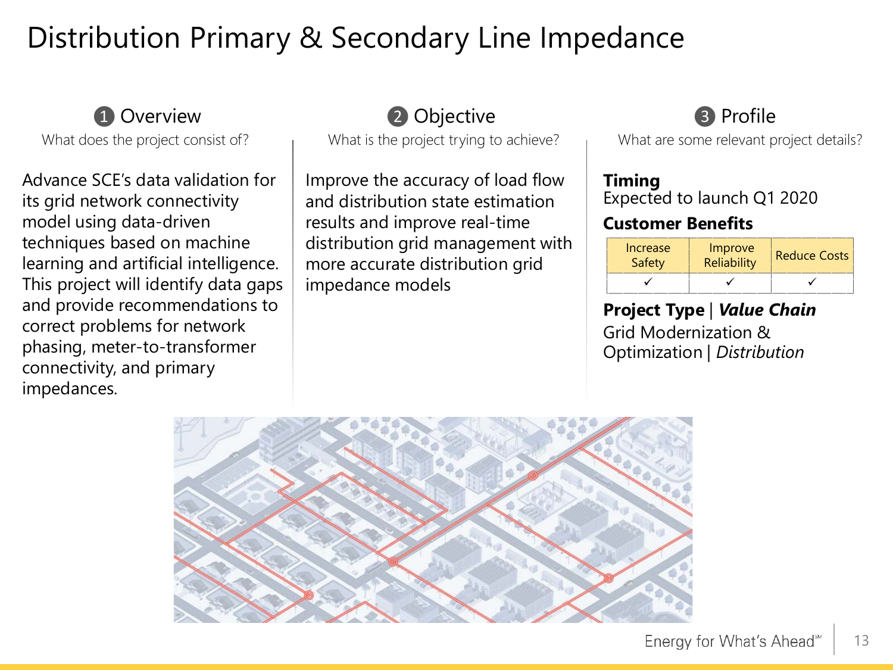# Distribution Primary & Secondary Line Impedance

## 1 Overview

What does the project consist of?

Advance SCE's data validation for its grid network connectivity model using data-driven techniques based on machine learning and artificial intelligence. This project will identify data gaps and provide recommendations to correct problems for network phasing, meter-to-transformer connectivity, and primary impedances.

## 2 Objective

What is the project trying to achieve?

Improve the accuracy of load flow and distribution state estimation results and improve real-time distribution grid management with more accurate distribution grid impedance models

## 3 Profile

What are some relevant project details?

**Timing**

Expected to launch Q1 2020

**Customer Benefits**

| Increase Safety | Improve Reliability | Reduce Costs |
|---|---|---|
| ✓ | ✓ | ✓ |

**Project Type | *Value Chain***

Grid Modernization & Optimization | *Distribution*

Energy for What's Ahead℠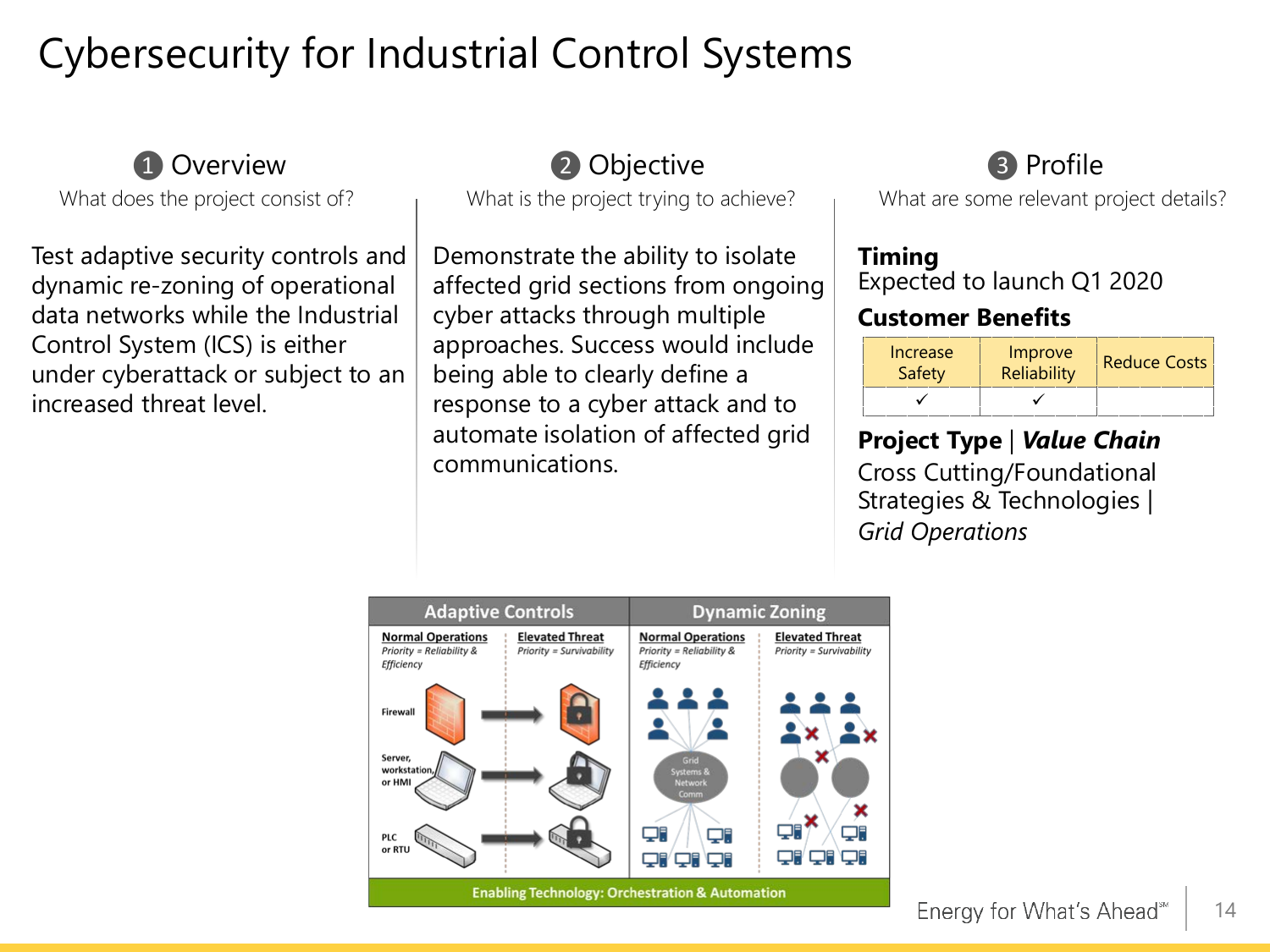# Cybersecurity for Industrial Control Systems

## 1 Overview

What does the project consist of?

Test adaptive security controls and dynamic re-zoning of operational data networks while the Industrial Control System (ICS) is either under cyberattack or subject to an increased threat level.

## 2 Objective

What is the project trying to achieve?

Demonstrate the ability to isolate affected grid sections from ongoing cyber attacks through multiple approaches. Success would include being able to clearly define a response to a cyber attack and to automate isolation of affected grid communications.

## 3 Profile

What are some relevant project details?

**Timing**

Expected to launch Q1 2020

**Customer Benefits**

| Increase Safety | Improve Reliability | Reduce Costs |
|---|---|---|
| ✓ | ✓ | |

**Project Type** | ***Value Chain***

Cross Cutting/Foundational Strategies & Technologies | *Grid Operations*

| Adaptive Controls | | Dynamic Zoning | |
|---|---|---|---|
| **Normal Operations** *Priority = Reliability & Efficiency* | **Elevated Threat** *Priority = Survivability* | **Normal Operations** *Priority = Reliability & Efficiency* | **Elevated Threat** *Priority = Survivability* |

Firewall

Server, workstation, or HMI

PLC or RTU

Grid Systems & Network Comm

Enabling Technology: Orchestration & Automation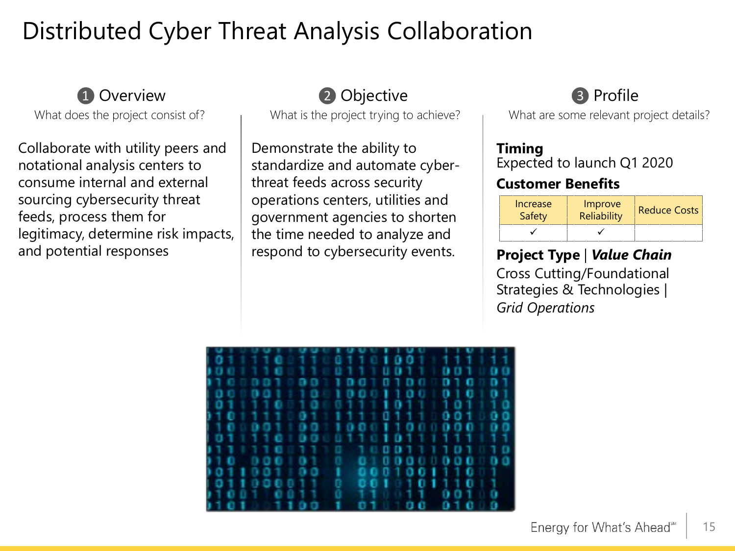# Distributed Cyber Threat Analysis Collaboration

## 1 Overview

What does the project consist of?

Collaborate with utility peers and notational analysis centers to consume internal and external sourcing cybersecurity threat feeds, process them for legitimacy, determine risk impacts, and potential responses

## 2 Objective

What is the project trying to achieve?

Demonstrate the ability to standardize and automate cyber-threat feeds across security operations centers, utilities and government agencies to shorten the time needed to analyze and respond to cybersecurity events.

## 3 Profile

What are some relevant project details?

**Timing**

Expected to launch Q1 2020

**Customer Benefits**

| Increase Safety | Improve Reliability | Reduce Costs |
|---|---|---|
| ✓ | ✓ | |

**Project Type** | ***Value Chain***

Cross Cutting/Foundational Strategies & Technologies | *Grid Operations*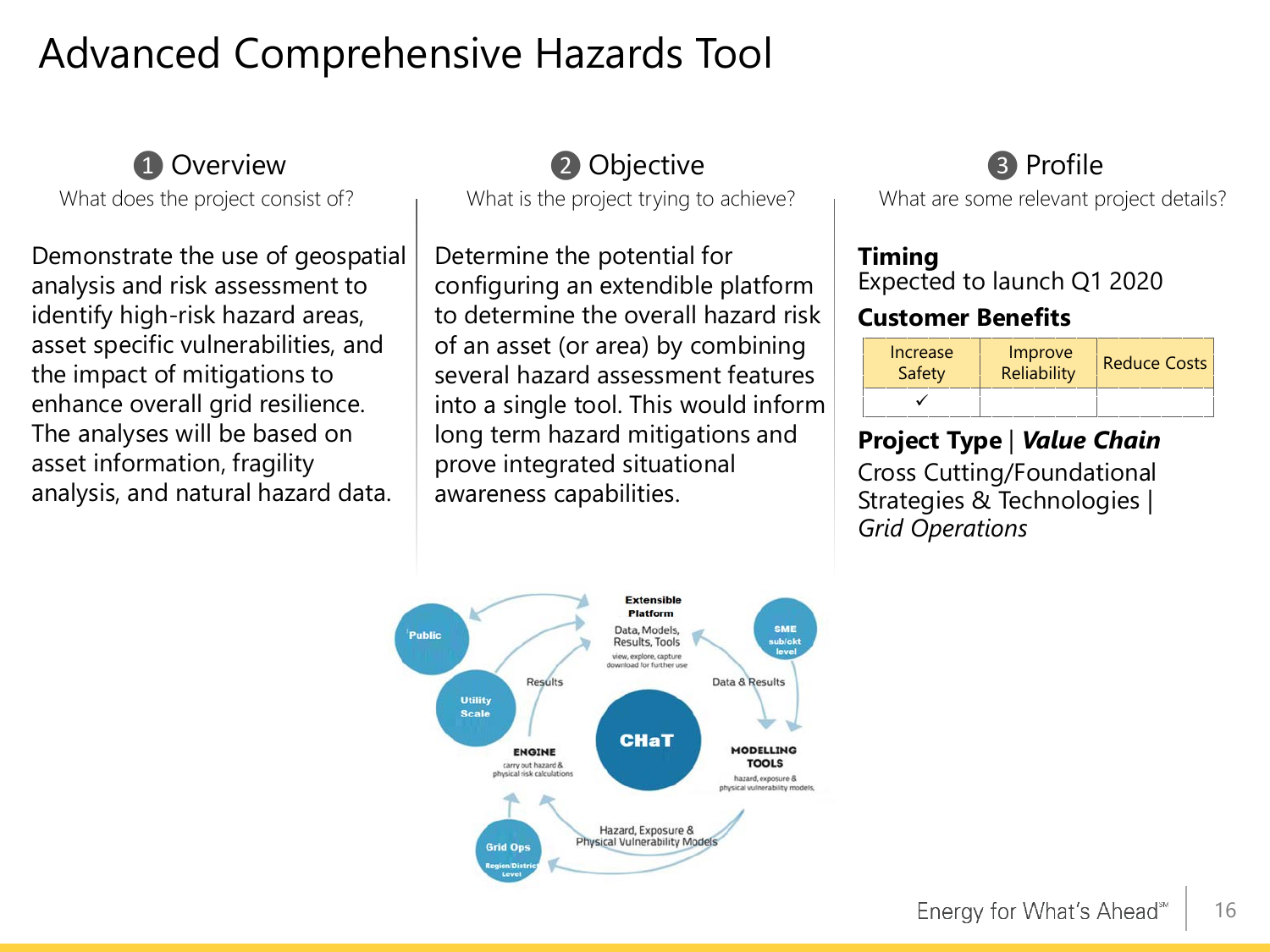# Advanced Comprehensive Hazards Tool

## ❶ Overview

What does the project consist of?

Demonstrate the use of geospatial analysis and risk assessment to identify high-risk hazard areas, asset specific vulnerabilities, and the impact of mitigations to enhance overall grid resilience. The analyses will be based on asset information, fragility analysis, and natural hazard data.

## ❷ Objective

What is the project trying to achieve?

Determine the potential for configuring an extendible platform to determine the overall hazard risk of an asset (or area) by combining several hazard assessment features into a single tool. This would inform long term hazard mitigations and prove integrated situational awareness capabilities.

## ❸ Profile

What are some relevant project details?

**Timing**

Expected to launch Q1 2020

**Customer Benefits**

| Increase Safety | Improve Reliability | Reduce Costs |
| --- | --- | --- |
| ✓ | | |

**Project Type** | ***Value Chain***

Cross Cutting/Foundational Strategies & Technologies | *Grid Operations*

Extensible Platform

Data, Models, Results, Tools

view, explore, capture download for further use

Public

Utility Scale

SME sub/ckt level

Results

Data & Results

CHaT

ENGINE

carry out hazard & physical risk calculations

MODELLING TOOLS

hazard, exposure & physical vulnerability models,

Hazard, Exposure & Physical Vulnerability Models

Grid Ops

Region/District Level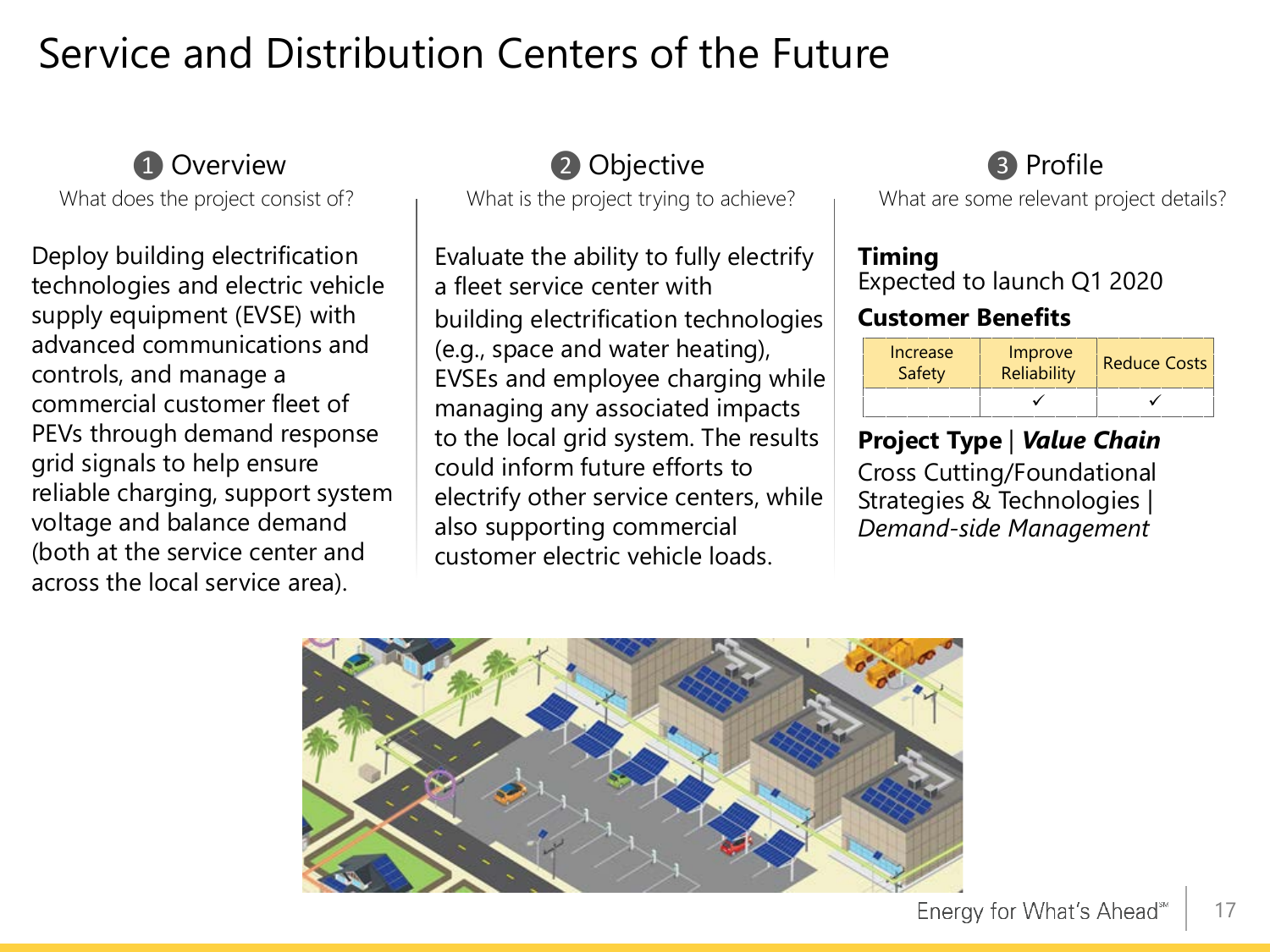# Service and Distribution Centers of the Future

## 1 Overview

What does the project consist of?

Deploy building electrification technologies and electric vehicle supply equipment (EVSE) with advanced communications and controls, and manage a commercial customer fleet of PEVs through demand response grid signals to help ensure reliable charging, support system voltage and balance demand (both at the service center and across the local service area).

## 2 Objective

What is the project trying to achieve?

Evaluate the ability to fully electrify a fleet service center with building electrification technologies (e.g., space and water heating), EVSEs and employee charging while managing any associated impacts to the local grid system. The results could inform future efforts to electrify other service centers, while also supporting commercial customer electric vehicle loads.

## 3 Profile

What are some relevant project details?

**Timing**

Expected to launch Q1 2020

**Customer Benefits**

| Increase Safety | Improve Reliability | Reduce Costs |
|---|---|---|
| | ✓ | ✓ |

**Project Type** | ***Value Chain***

Cross Cutting/Foundational Strategies & Technologies | *Demand-side Management*

Energy for What's Ahead℠